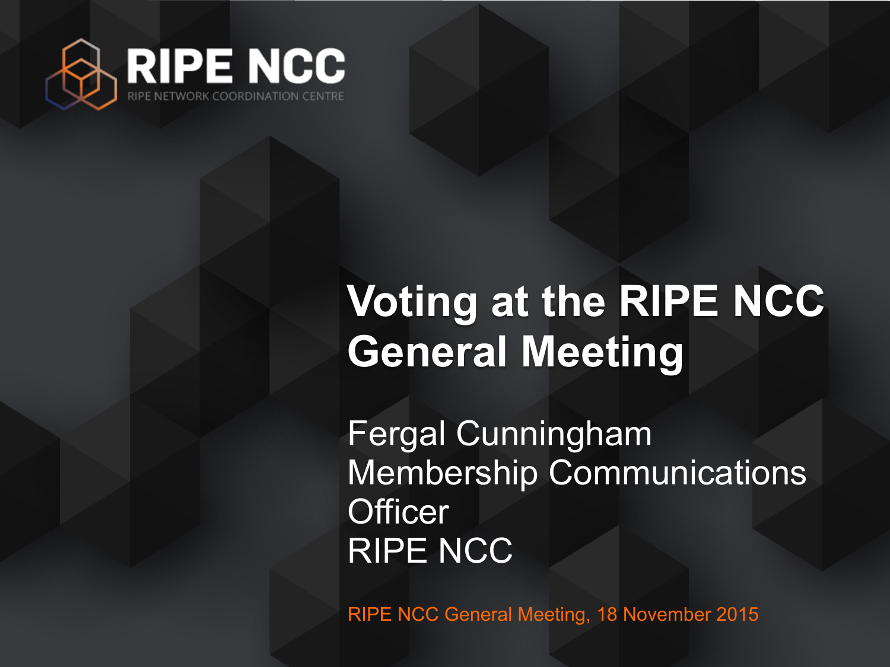RIPE NCC
RIPE NETWORK COORDINATION CENTRE

# Voting at the RIPE NCC General Meeting

Fergal Cunningham
Membership Communications Officer
RIPE NCC

RIPE NCC General Meeting, 18 November 2015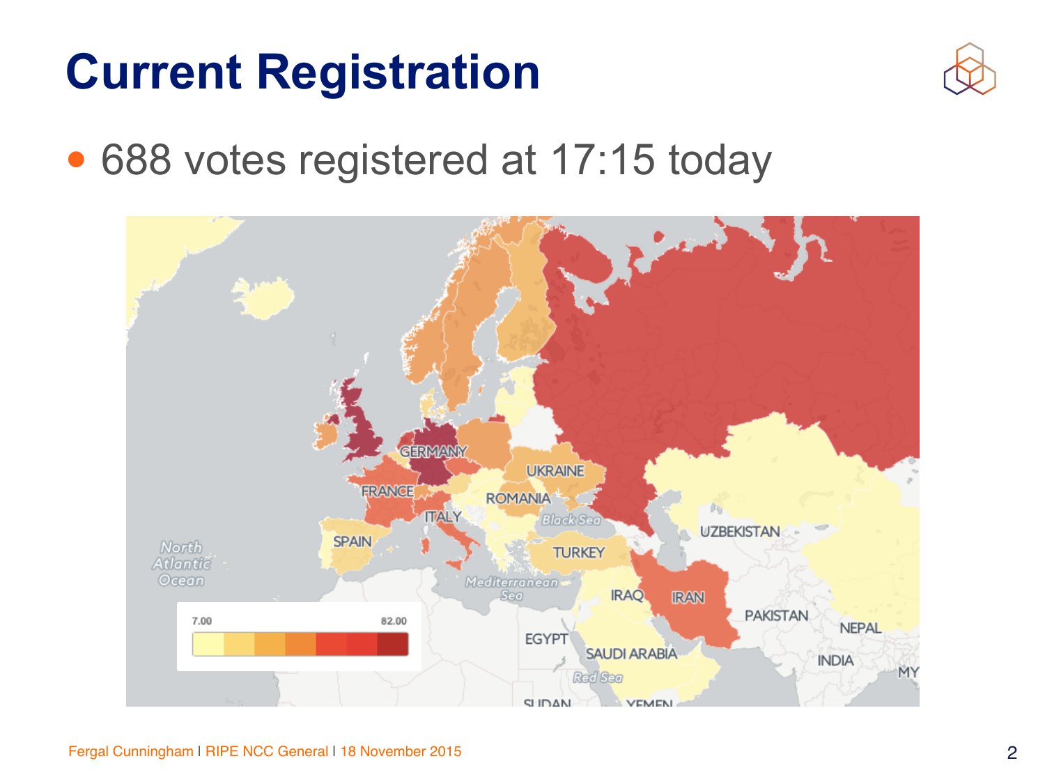# Current Registration

- 688 votes registered at 17:15 today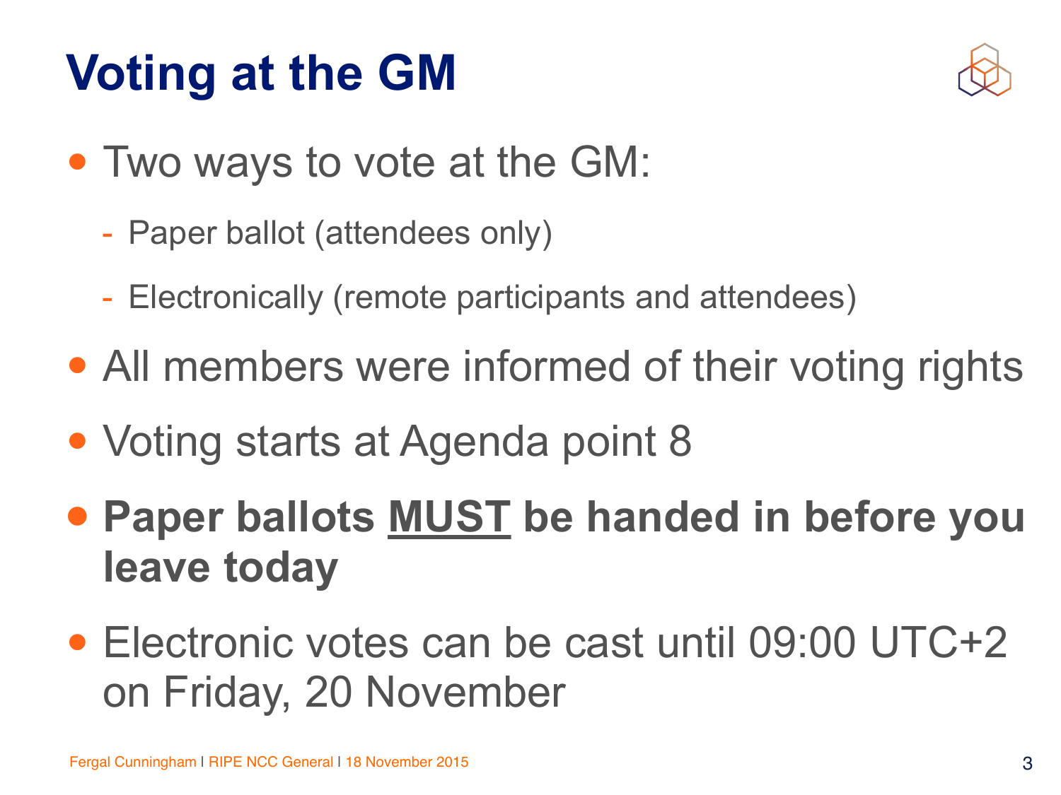# Voting at the GM

- Two ways to vote at the GM:
  - Paper ballot (attendees only)
  - Electronically (remote participants and attendees)
- All members were informed of their voting rights
- Voting starts at Agenda point 8
- **Paper ballots <u>MUST</u> be handed in before you leave today**
- Electronic votes can be cast until 09:00 UTC+2 on Friday, 20 November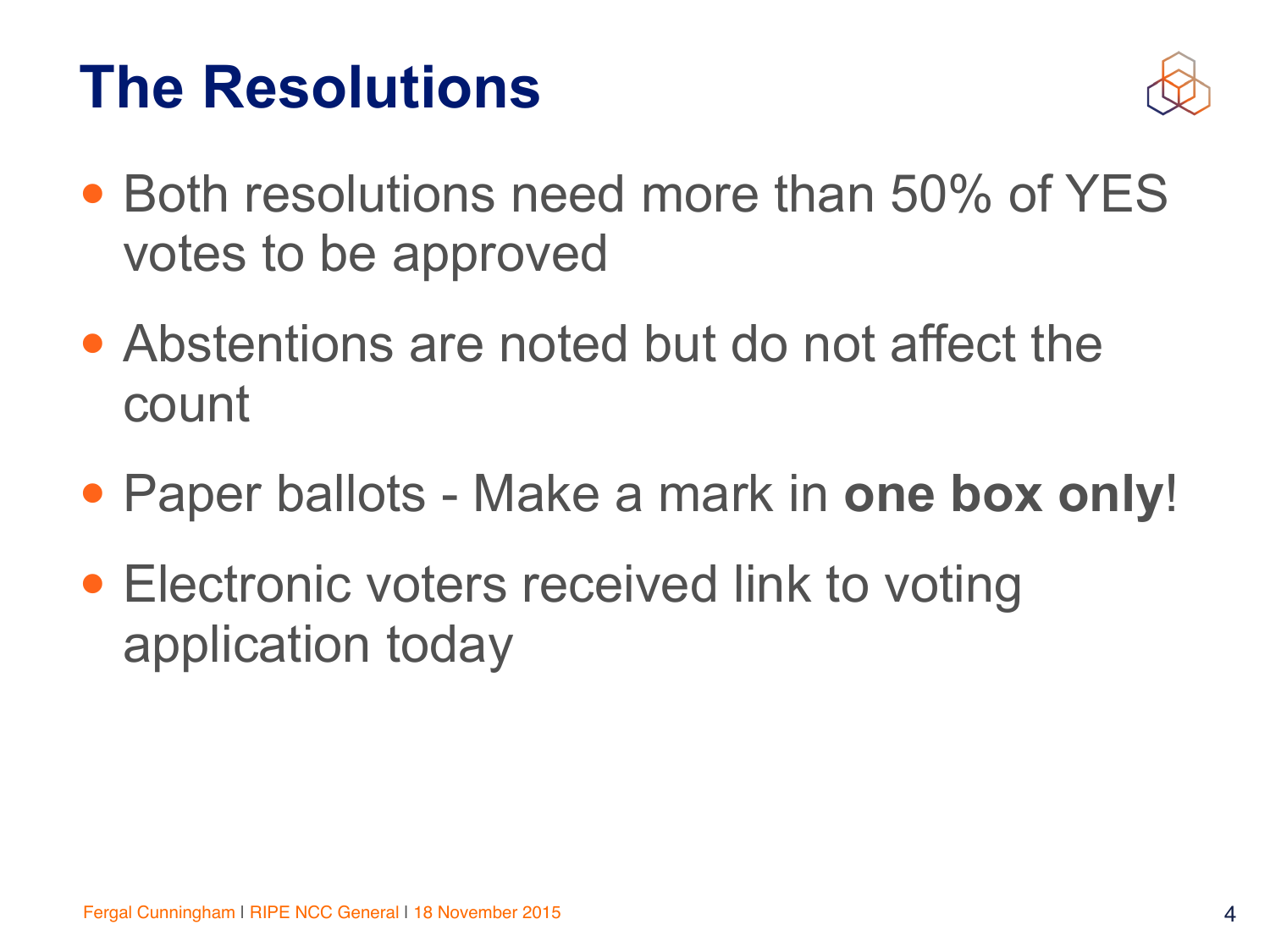# The Resolutions

- Both resolutions need more than 50% of YES votes to be approved
- Abstentions are noted but do not affect the count
- Paper ballots - Make a mark in **one box only**!
- Electronic voters received link to voting application today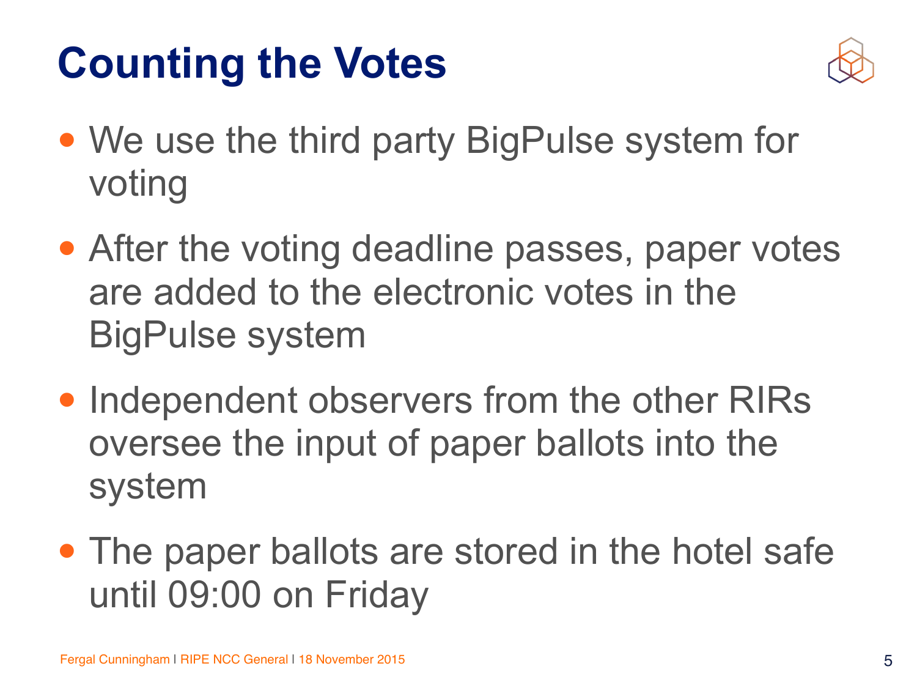# Counting the Votes

- We use the third party BigPulse system for voting
- After the voting deadline passes, paper votes are added to the electronic votes in the BigPulse system
- Independent observers from the other RIRs oversee the input of paper ballots into the system
- The paper ballots are stored in the hotel safe until 09:00 on Friday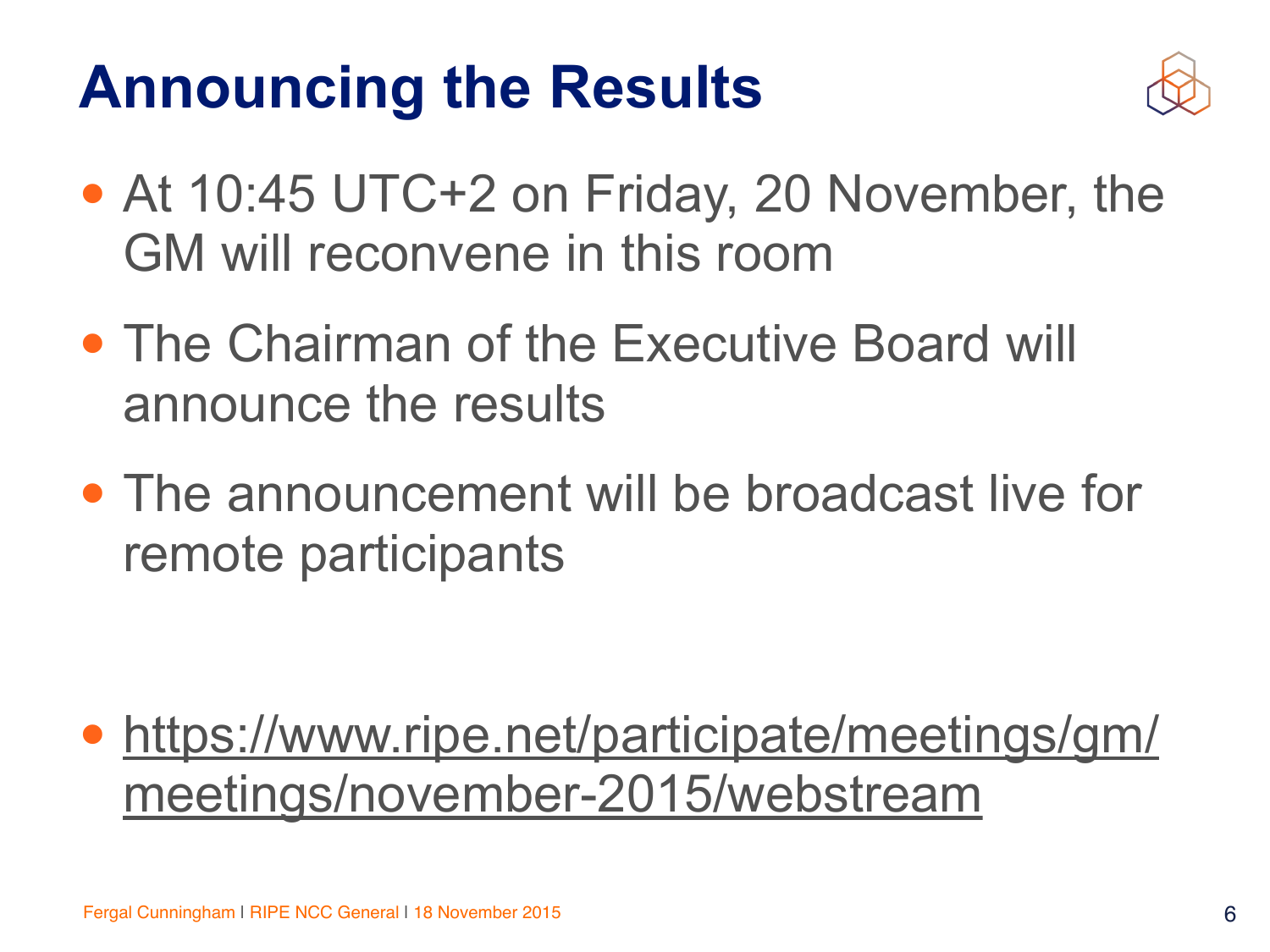# Announcing the Results

- At 10:45 UTC+2 on Friday, 20 November, the GM will reconvene in this room
- The Chairman of the Executive Board will announce the results
- The announcement will be broadcast live for remote participants

- https://www.ripe.net/participate/meetings/gm/meetings/november-2015/webstream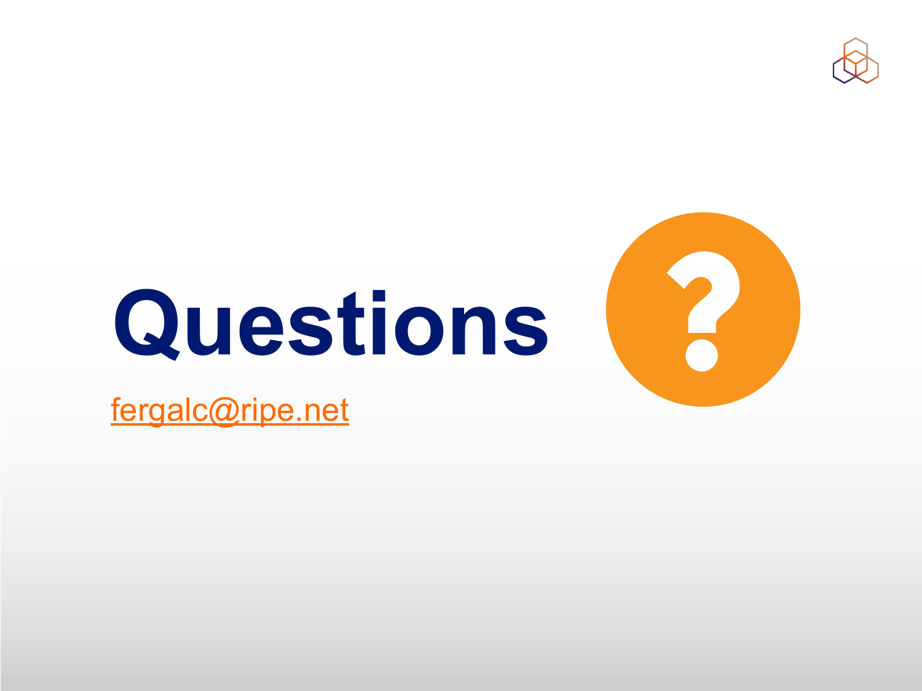# Questions

fergalc@ripe.net